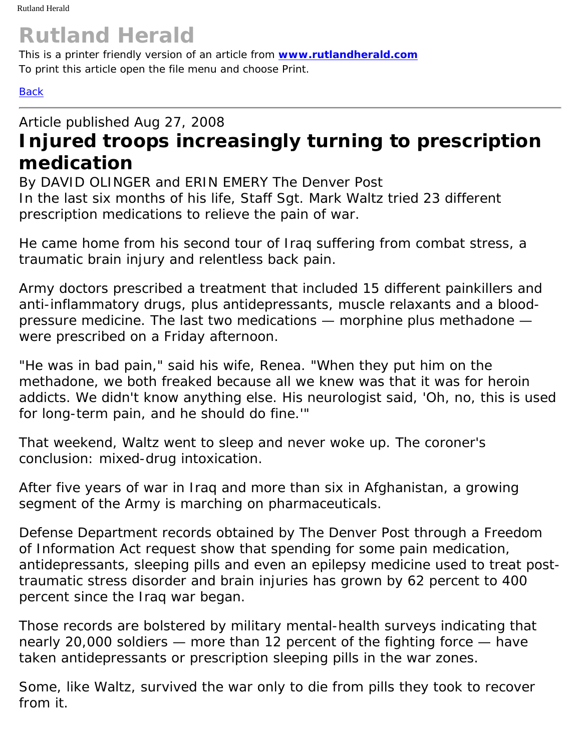# Rutland Herald

This is a printer friendly version of an article from **www.rutlandherald.com**
To print this article open the file menu and choose Print.

Back

---

Article published Aug 27, 2008

## Injured troops increasingly turning to prescription medication

By DAVID OLINGER and ERIN EMERY The Denver Post

In the last six months of his life, Staff Sgt. Mark Waltz tried 23 different prescription medications to relieve the pain of war.

He came home from his second tour of Iraq suffering from combat stress, a traumatic brain injury and relentless back pain.

Army doctors prescribed a treatment that included 15 different painkillers and anti-inflammatory drugs, plus antidepressants, muscle relaxants and a blood-pressure medicine. The last two medications — morphine plus methadone — were prescribed on a Friday afternoon.

"He was in bad pain," said his wife, Renea. "When they put him on the methadone, we both freaked because all we knew was that it was for heroin addicts. We didn't know anything else. His neurologist said, 'Oh, no, this is used for long-term pain, and he should do fine.'"

That weekend, Waltz went to sleep and never woke up. The coroner's conclusion: mixed-drug intoxication.

After five years of war in Iraq and more than six in Afghanistan, a growing segment of the Army is marching on pharmaceuticals.

Defense Department records obtained by The Denver Post through a Freedom of Information Act request show that spending for some pain medication, antidepressants, sleeping pills and even an epilepsy medicine used to treat post-traumatic stress disorder and brain injuries has grown by 62 percent to 400 percent since the Iraq war began.

Those records are bolstered by military mental-health surveys indicating that nearly 20,000 soldiers — more than 12 percent of the fighting force — have taken antidepressants or prescription sleeping pills in the war zones.

Some, like Waltz, survived the war only to die from pills they took to recover from it.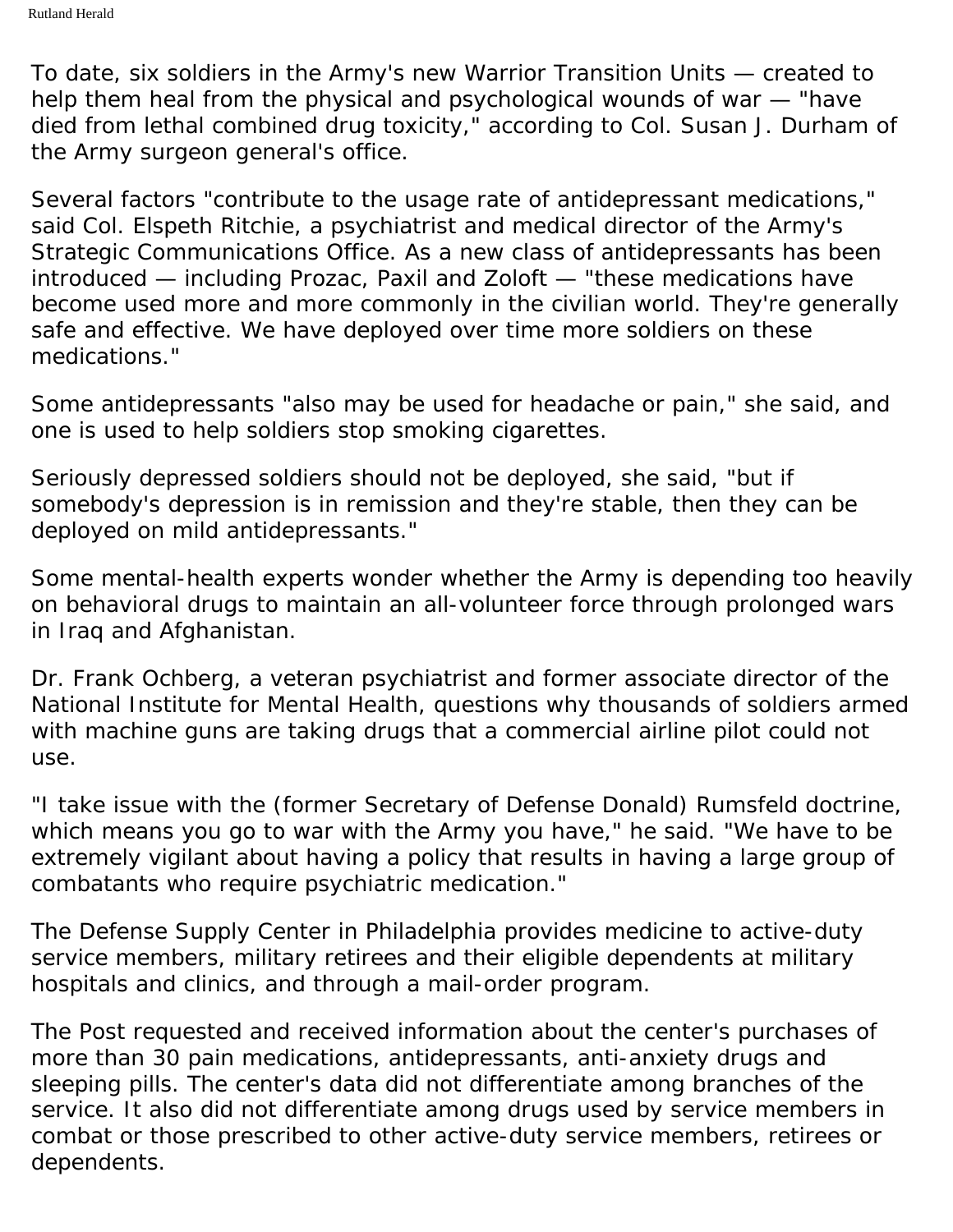To date, six soldiers in the Army's new Warrior Transition Units — created to help them heal from the physical and psychological wounds of war — "have died from lethal combined drug toxicity," according to Col. Susan J. Durham of the Army surgeon general's office.

Several factors "contribute to the usage rate of antidepressant medications," said Col. Elspeth Ritchie, a psychiatrist and medical director of the Army's Strategic Communications Office. As a new class of antidepressants has been introduced — including Prozac, Paxil and Zoloft — "these medications have become used more and more commonly in the civilian world. They're generally safe and effective. We have deployed over time more soldiers on these medications."

Some antidepressants "also may be used for headache or pain," she said, and one is used to help soldiers stop smoking cigarettes.

Seriously depressed soldiers should not be deployed, she said, "but if somebody's depression is in remission and they're stable, then they can be deployed on mild antidepressants."

Some mental-health experts wonder whether the Army is depending too heavily on behavioral drugs to maintain an all-volunteer force through prolonged wars in Iraq and Afghanistan.

Dr. Frank Ochberg, a veteran psychiatrist and former associate director of the National Institute for Mental Health, questions why thousands of soldiers armed with machine guns are taking drugs that a commercial airline pilot could not use.

"I take issue with the (former Secretary of Defense Donald) Rumsfeld doctrine, which means you go to war with the Army you have," he said. "We have to be extremely vigilant about having a policy that results in having a large group of combatants who require psychiatric medication."

The Defense Supply Center in Philadelphia provides medicine to active-duty service members, military retirees and their eligible dependents at military hospitals and clinics, and through a mail-order program.

The Post requested and received information about the center's purchases of more than 30 pain medications, antidepressants, anti-anxiety drugs and sleeping pills. The center's data did not differentiate among branches of the service. It also did not differentiate among drugs used by service members in combat or those prescribed to other active-duty service members, retirees or dependents.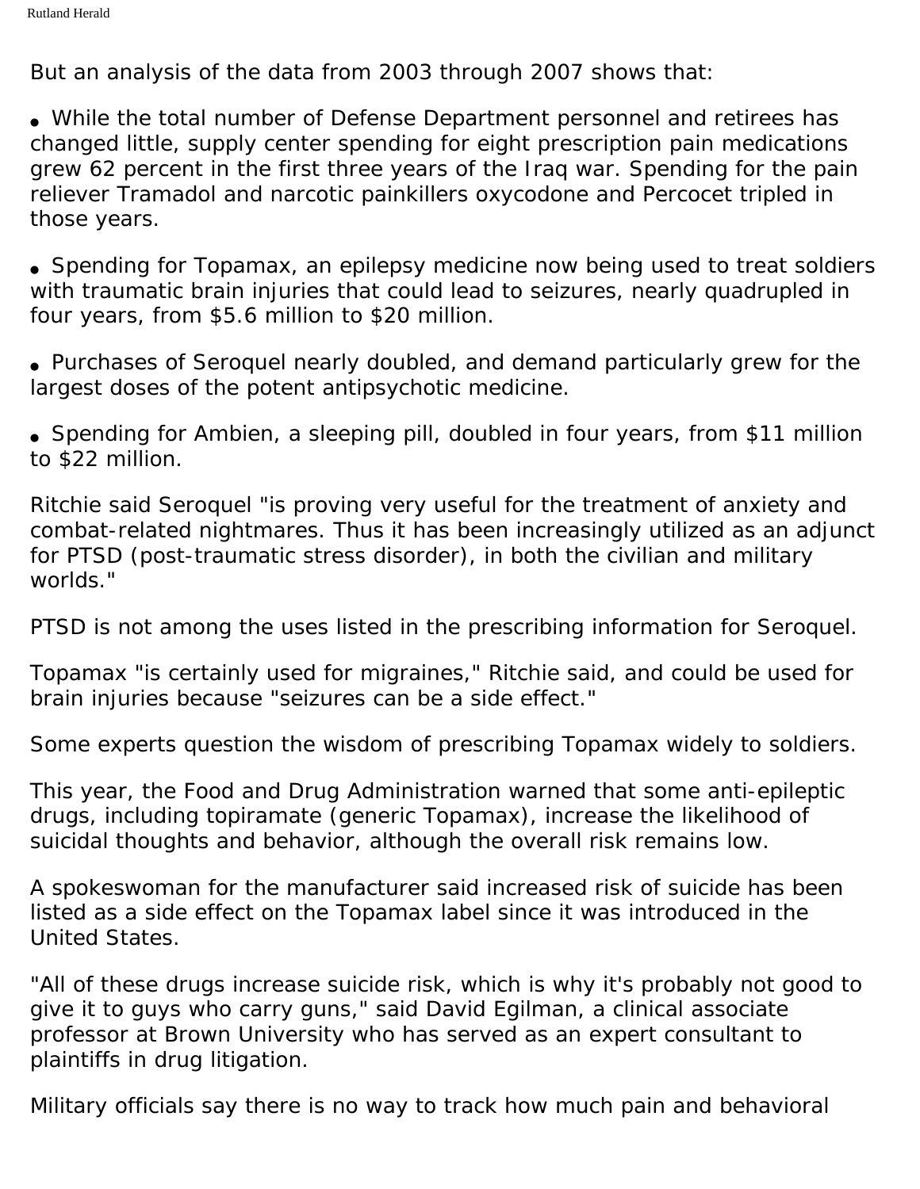But an analysis of the data from 2003 through 2007 shows that:

- While the total number of Defense Department personnel and retirees has changed little, supply center spending for eight prescription pain medications grew 62 percent in the first three years of the Iraq war. Spending for the pain reliever Tramadol and narcotic painkillers oxycodone and Percocet tripled in those years.

- Spending for Topamax, an epilepsy medicine now being used to treat soldiers with traumatic brain injuries that could lead to seizures, nearly quadrupled in four years, from $5.6 million to $20 million.

- Purchases of Seroquel nearly doubled, and demand particularly grew for the largest doses of the potent antipsychotic medicine.

- Spending for Ambien, a sleeping pill, doubled in four years, from $11 million to $22 million.

Ritchie said Seroquel "is proving very useful for the treatment of anxiety and combat-related nightmares. Thus it has been increasingly utilized as an adjunct for PTSD (post-traumatic stress disorder), in both the civilian and military worlds."

PTSD is not among the uses listed in the prescribing information for Seroquel.

Topamax "is certainly used for migraines," Ritchie said, and could be used for brain injuries because "seizures can be a side effect."

Some experts question the wisdom of prescribing Topamax widely to soldiers.

This year, the Food and Drug Administration warned that some anti-epileptic drugs, including topiramate (generic Topamax), increase the likelihood of suicidal thoughts and behavior, although the overall risk remains low.

A spokeswoman for the manufacturer said increased risk of suicide has been listed as a side effect on the Topamax label since it was introduced in the United States.

"All of these drugs increase suicide risk, which is why it's probably not good to give it to guys who carry guns," said David Egilman, a clinical associate professor at Brown University who has served as an expert consultant to plaintiffs in drug litigation.

Military officials say there is no way to track how much pain and behavioral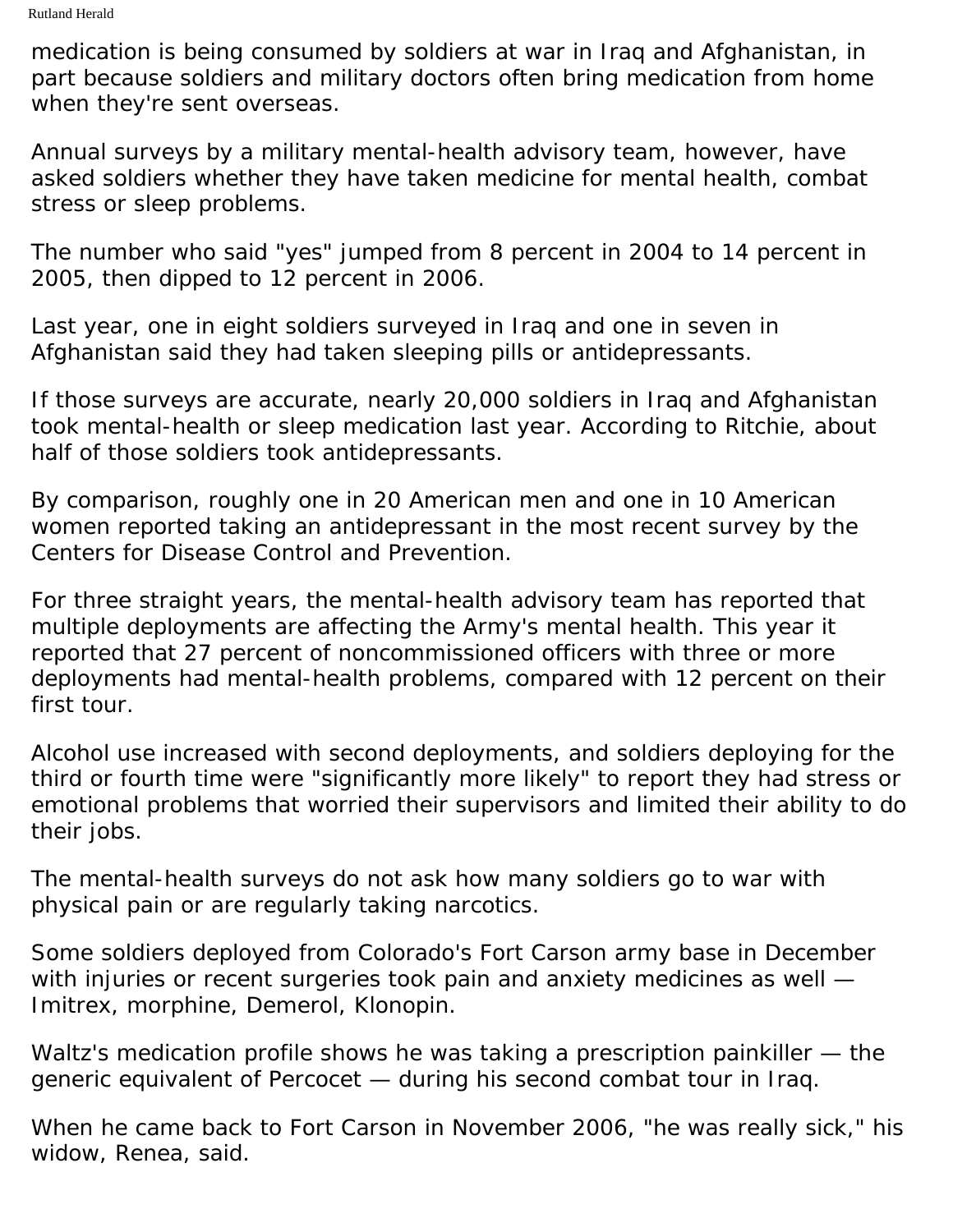medication is being consumed by soldiers at war in Iraq and Afghanistan, in part because soldiers and military doctors often bring medication from home when they're sent overseas.

Annual surveys by a military mental-health advisory team, however, have asked soldiers whether they have taken medicine for mental health, combat stress or sleep problems.

The number who said "yes" jumped from 8 percent in 2004 to 14 percent in 2005, then dipped to 12 percent in 2006.

Last year, one in eight soldiers surveyed in Iraq and one in seven in Afghanistan said they had taken sleeping pills or antidepressants.

If those surveys are accurate, nearly 20,000 soldiers in Iraq and Afghanistan took mental-health or sleep medication last year. According to Ritchie, about half of those soldiers took antidepressants.

By comparison, roughly one in 20 American men and one in 10 American women reported taking an antidepressant in the most recent survey by the Centers for Disease Control and Prevention.

For three straight years, the mental-health advisory team has reported that multiple deployments are affecting the Army's mental health. This year it reported that 27 percent of noncommissioned officers with three or more deployments had mental-health problems, compared with 12 percent on their first tour.

Alcohol use increased with second deployments, and soldiers deploying for the third or fourth time were "significantly more likely" to report they had stress or emotional problems that worried their supervisors and limited their ability to do their jobs.

The mental-health surveys do not ask how many soldiers go to war with physical pain or are regularly taking narcotics.

Some soldiers deployed from Colorado's Fort Carson army base in December with injuries or recent surgeries took pain and anxiety medicines as well — Imitrex, morphine, Demerol, Klonopin.

Waltz's medication profile shows he was taking a prescription painkiller — the generic equivalent of Percocet — during his second combat tour in Iraq.

When he came back to Fort Carson in November 2006, "he was really sick," his widow, Renea, said.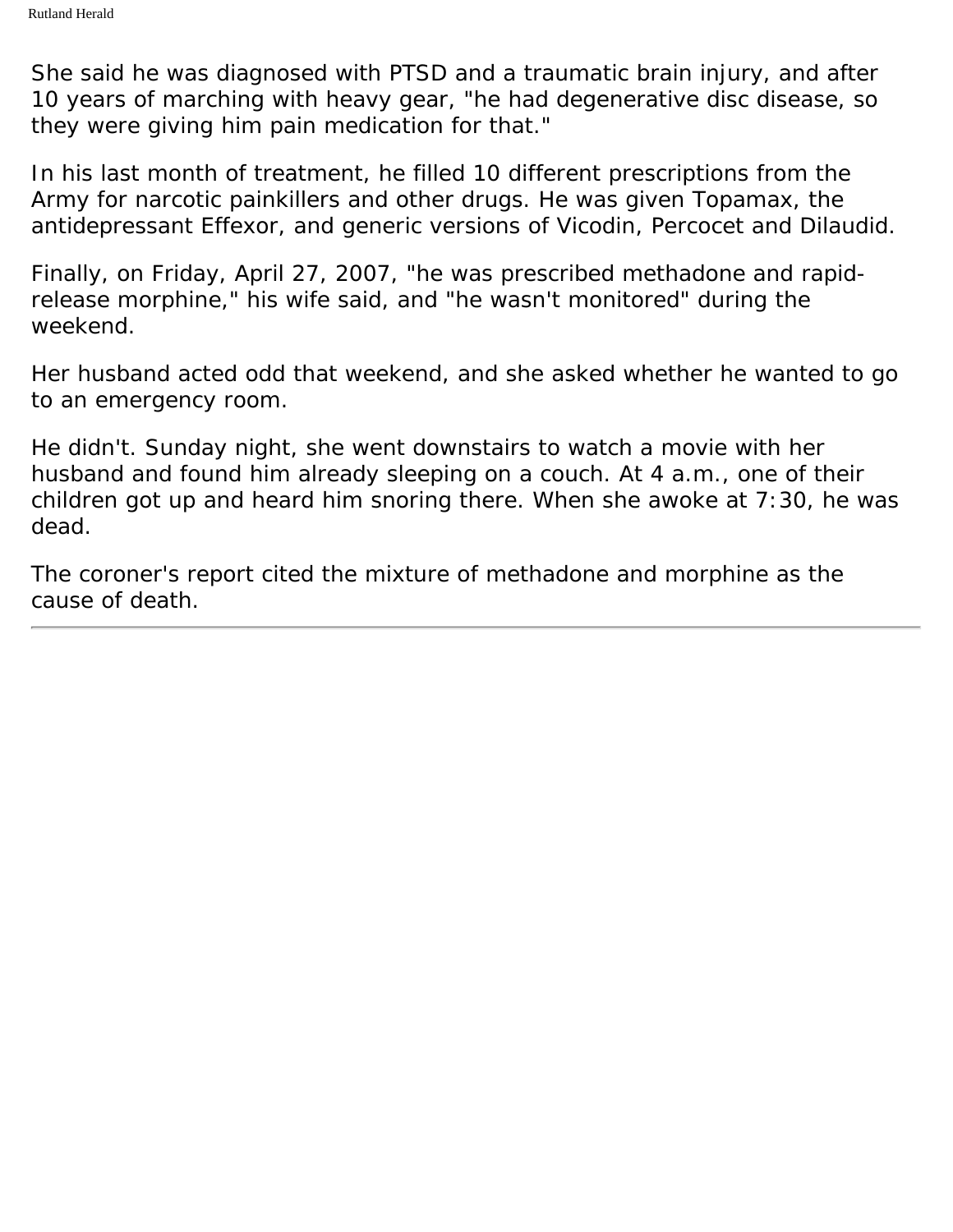She said he was diagnosed with PTSD and a traumatic brain injury, and after 10 years of marching with heavy gear, "he had degenerative disc disease, so they were giving him pain medication for that."

In his last month of treatment, he filled 10 different prescriptions from the Army for narcotic painkillers and other drugs. He was given Topamax, the antidepressant Effexor, and generic versions of Vicodin, Percocet and Dilaudid.

Finally, on Friday, April 27, 2007, "he was prescribed methadone and rapid-release morphine," his wife said, and "he wasn't monitored" during the weekend.

Her husband acted odd that weekend, and she asked whether he wanted to go to an emergency room.

He didn't. Sunday night, she went downstairs to watch a movie with her husband and found him already sleeping on a couch. At 4 a.m., one of their children got up and heard him snoring there. When she awoke at 7:30, he was dead.

The coroner's report cited the mixture of methadone and morphine as the cause of death.

---